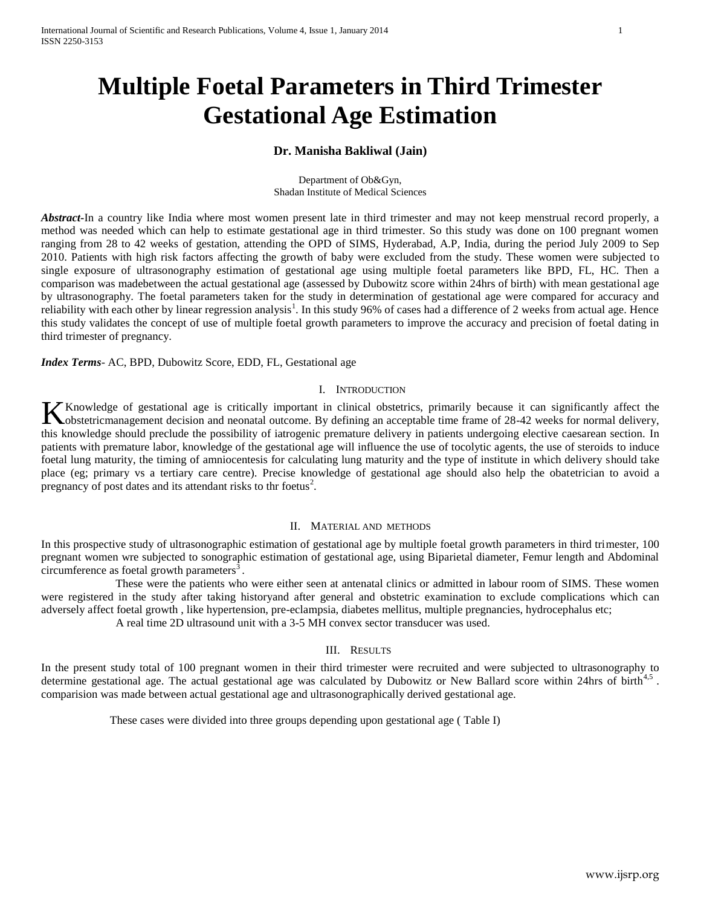# Multiple Foetal Parameters in Third Trimester Gestational Age Estimation

**Dr. Manisha Bakliwal (Jain)**

Department of Ob&Gyn,
Shadan Institute of Medical Sciences

***Abstract***-In a country like India where most women present late in third trimester and may not keep menstrual record properly, a method was needed which can help to estimate gestational age in third trimester. So this study was done on 100 pregnant women ranging from 28 to 42 weeks of gestation, attending the OPD of SIMS, Hyderabad, A.P, India, during the period July 2009 to Sep 2010. Patients with high risk factors affecting the growth of baby were excluded from the study. These women were subjected to single exposure of ultrasonography estimation of gestational age using multiple foetal parameters like BPD, FL, HC. Then a comparison was madebetween the actual gestational age (assessed by Dubowitz score within 24hrs of birth) with mean gestational age by ultrasonography. The foetal parameters taken for the study in determination of gestational age were compared for accuracy and reliability with each other by linear regression analysis[1]. In this study 96% of cases had a difference of 2 weeks from actual age. Hence this study validates the concept of use of multiple foetal growth parameters to improve the accuracy and precision of foetal dating in third trimester of pregnancy.

***Index Terms***- AC, BPD, Dubowitz Score, EDD, FL, Gestational age

## I. Introduction

KKnowledge of gestational age is critically important in clinical obstetrics, primarily because it can significantly affect the obstetricmanagement decision and neonatal outcome. By defining an acceptable time frame of 28-42 weeks for normal delivery, this knowledge should preclude the possibility of iatrogenic premature delivery in patients undergoing elective caesarean section. In patients with premature labor, knowledge of the gestational age will influence the use of tocolytic agents, the use of steroids to induce foetal lung maturity, the timing of amniocentesis for calculating lung maturity and the type of institute in which delivery should take place (eg; primary vs a tertiary care centre). Precise knowledge of gestational age should also help the obatetrician to avoid a pregnancy of post dates and its attendant risks to thr foetus[2].

## II. Material and methods

In this prospective study of ultrasonographic estimation of gestational age by multiple foetal growth parameters in third trimester, 100 pregnant women wre subjected to sonographic estimation of gestational age, using Biparietal diameter, Femur length and Abdominal circumference as foetal growth parameters[3].

These were the patients who were either seen at antenatal clinics or admitted in labour room of SIMS. These women were registered in the study after taking historyand after general and obstetric examination to exclude complications which can adversely affect foetal growth , like hypertension, pre-eclampsia, diabetes mellitus, multiple pregnancies, hydrocephalus etc;

A real time 2D ultrasound unit with a 3-5 MH convex sector transducer was used.

## III. Results

In the present study total of 100 pregnant women in their third trimester were recruited and were subjected to ultrasonography to determine gestational age. The actual gestational age was calculated by Dubowitz or New Ballard score within 24hrs of birth[4,5]. comparision was made between actual gestational age and ultrasonographically derived gestational age.

These cases were divided into three groups depending upon gestational age ( Table I)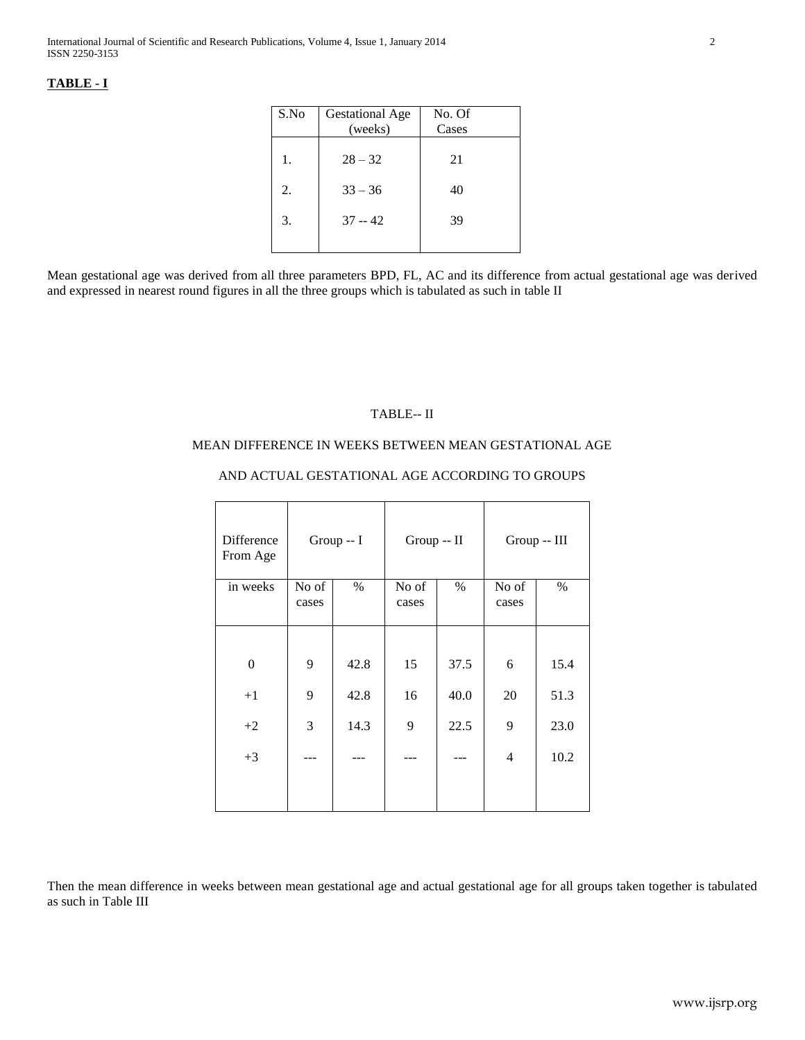**TABLE - I**

| S.No | Gestational Age (weeks) | No. Of Cases |
|---|---|---|
| 1. | 28 – 32 | 21 |
| 2. | 33 – 36 | 40 |
| 3. | 37 -- 42 | 39 |

Mean gestational age was derived from all three parameters BPD, FL, AC and its difference from actual gestational age was derived and expressed in nearest round figures in all the three groups which is tabulated as such in table II

TABLE-- II

MEAN DIFFERENCE IN WEEKS BETWEEN MEAN GESTATIONAL AGE

AND ACTUAL GESTATIONAL AGE ACCORDING TO GROUPS

| Difference From Age | Group -- I | | Group -- II | | Group -- III | |
|---|---|---|---|---|---|---|
| in weeks | No of cases | % | No of cases | % | No of cases | % |
| 0 | 9 | 42.8 | 15 | 37.5 | 6 | 15.4 |
| +1 | 9 | 42.8 | 16 | 40.0 | 20 | 51.3 |
| +2 | 3 | 14.3 | 9 | 22.5 | 9 | 23.0 |
| +3 | --- | --- | --- | --- | 4 | 10.2 |

Then the mean difference in weeks between mean gestational age and actual gestational age for all groups taken together is tabulated as such in Table III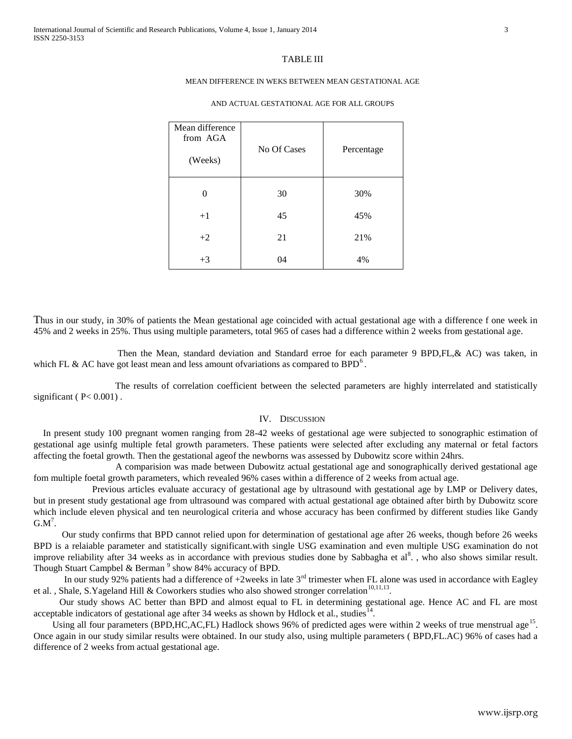TABLE III

MEAN DIFFERENCE IN WEKS BETWEEN MEAN GESTATIONAL AGE AND ACTUAL GESTATIONAL AGE FOR ALL GROUPS

| Mean difference from AGA (Weeks) | No Of Cases | Percentage |
|---|---|---|
| 0 | 30 | 30% |
| +1 | 45 | 45% |
| +2 | 21 | 21% |
| +3 | 04 | 4% |

Thus in our study, in 30% of patients the Mean gestational age coincided with actual gestational age with a difference f one week in 45% and 2 weeks in 25%. Thus using multiple parameters, total 965 of cases had a difference within 2 weeks from gestational age.

Then the Mean, standard deviation and Standard erroe for each parameter 9 BPD,FL,& AC) was taken, in which FL & AC have got least mean and less amount ofvariations as compared to BPD[6].

The results of correlation coefficient between the selected parameters are highly interrelated and statistically significant ( $P< 0.001$) .

## IV. Discussion

In present study 100 pregnant women ranging from 28-42 weeks of gestational age were subjected to sonographic estimation of gestational age usinfg multiple fetal growth parameters. These patients were selected after excluding any maternal or fetal factors affecting the foetal growth. Then the gestational ageof the newborns was assessed by Dubowitz score within 24hrs.

A comparision was made between Dubowitz actual gestational age and sonographically derived gestational age fom multiple foetal growth parameters, which revealed 96% cases within a difference of 2 weeks from actual age.

Previous articles evaluate accuracy of gestational age by ultrasound with gestational age by LMP or Delivery dates, but in present study gestational age from ultrasound was compared with actual gestational age obtained after birth by Dubowitz score which include eleven physical and ten neurological criteria and whose accuracy has been confirmed by different studies like Gandy G.M[7].

Our study confirms that BPD cannot relied upon for determination of gestational age after 26 weeks, though before 26 weeks BPD is a relaiable parameter and statistically significant.with single USG examination and even multiple USG examination do not improve reliability after 34 weeks as in accordance with previous studies done by Sabbagha et al[8]. , who also shows similar result. Though Stuart Campbel & Berman [9] show 84% accuracy of BPD.

In our study 92% patients had a difference of +2weeks in late 3rd trimester when FL alone was used in accordance with Eagley et al. , Shale, S.Yageland Hill & Coworkers studies who also showed stronger correlation[10,11,13].

Our study shows AC better than BPD and almost equal to FL in determining gestational age. Hence AC and FL are most acceptable indicators of gestational age after 34 weeks as shown by Hdlock et al., studies[14].

Using all four parameters (BPD,HC,AC,FL) Hadlock shows 96% of predicted ages were within 2 weeks of true menstrual age[15]. Once again in our study similar results were obtained. In our study also, using multiple parameters ( BPD,FL.AC) 96% of cases had a difference of 2 weeks from actual gestational age.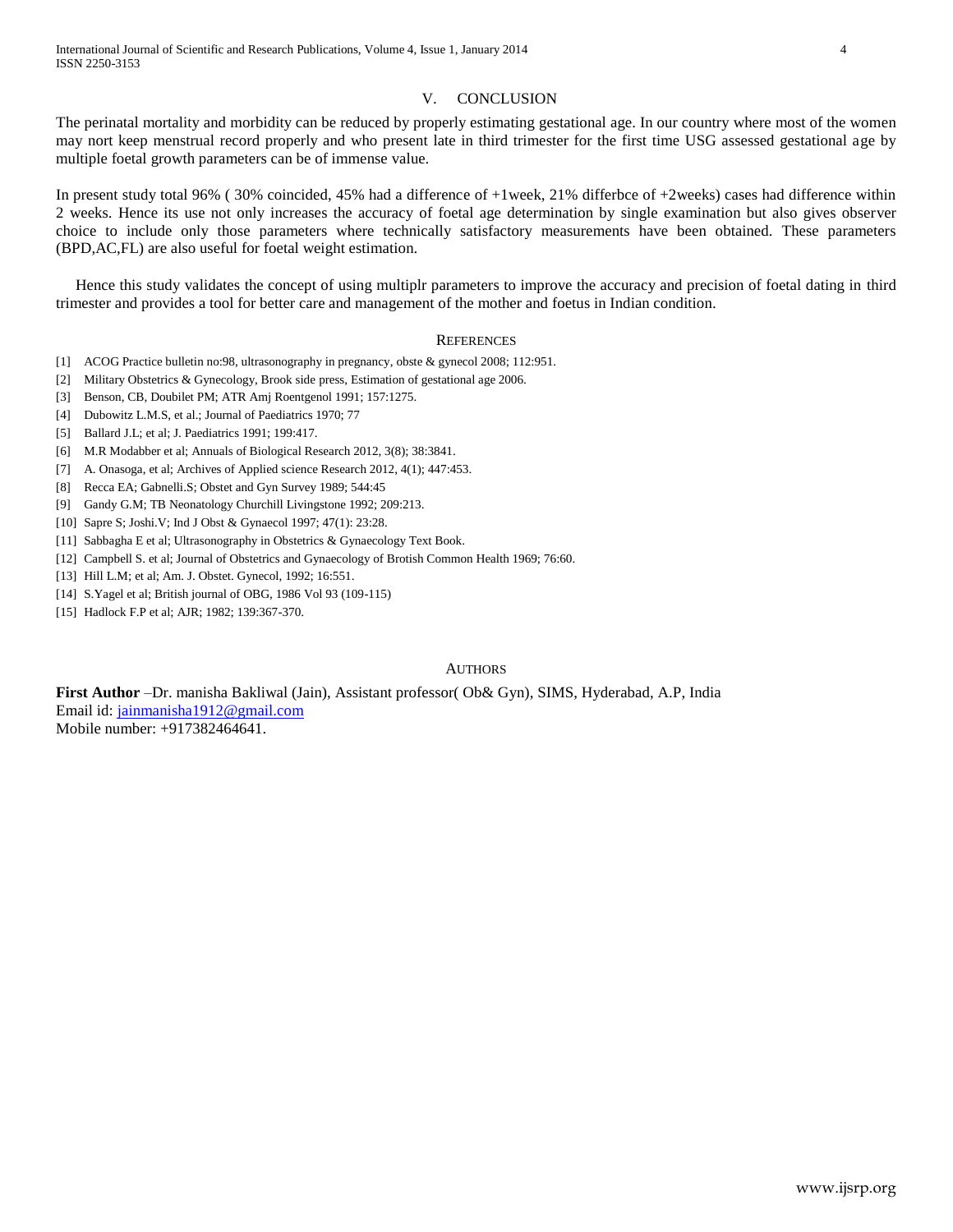## V. CONCLUSION

The perinatal mortality and morbidity can be reduced by properly estimating gestational age. In our country where most of the women may nort keep menstrual record properly and who present late in third trimester for the first time USG assessed gestational age by multiple foetal growth parameters can be of immense value.

In present study total 96% ( 30% coincided, 45% had a difference of +1week, 21% differbce of +2weeks) cases had difference within 2 weeks. Hence its use not only increases the accuracy of foetal age determination by single examination but also gives observer choice to include only those parameters where technically satisfactory measurements have been obtained. These parameters (BPD,AC,FL) are also useful for foetal weight estimation.

Hence this study validates the concept of using multiplr parameters to improve the accuracy and precision of foetal dating in third trimester and provides a tool for better care and management of the mother and foetus in Indian condition.

## REFERENCES

[1] ACOG Practice bulletin no:98, ultrasonography in pregnancy, obste & gynecol 2008; 112:951.
[2] Military Obstetrics & Gynecology, Brook side press, Estimation of gestational age 2006.
[3] Benson, CB, Doubilet PM; ATR Amj Roentgenol 1991; 157:1275.
[4] Dubowitz L.M.S, et al.; Journal of Paediatrics 1970; 77
[5] Ballard J.L; et al; J. Paediatrics 1991; 199:417.
[6] M.R Modabber et al; Annuals of Biological Research 2012, 3(8); 38:3841.
[7] A. Onasoga, et al; Archives of Applied science Research 2012, 4(1); 447:453.
[8] Recca EA; Gabnelli.S; Obstet and Gyn Survey 1989; 544:45
[9] Gandy G.M; TB Neonatology Churchill Livingstone 1992; 209:213.
[10] Sapre S; Joshi.V; Ind J Obst & Gynaecol 1997; 47(1): 23:28.
[11] Sabbagha E et al; Ultrasonography in Obstetrics & Gynaecology Text Book.
[12] Campbell S. et al; Journal of Obstetrics and Gynaecology of Brotish Common Health 1969; 76:60.
[13] Hill L.M; et al; Am. J. Obstet. Gynecol, 1992; 16:551.
[14] S.Yagel et al; British journal of OBG, 1986 Vol 93 (109-115)
[15] Hadlock F.P et al; AJR; 1982; 139:367-370.

## AUTHORS

**First Author** –Dr. manisha Bakliwal (Jain), Assistant professor( Ob& Gyn), SIMS, Hyderabad, A.P, India
Email id: jainmanisha1912@gmail.com
Mobile number: +917382464641.